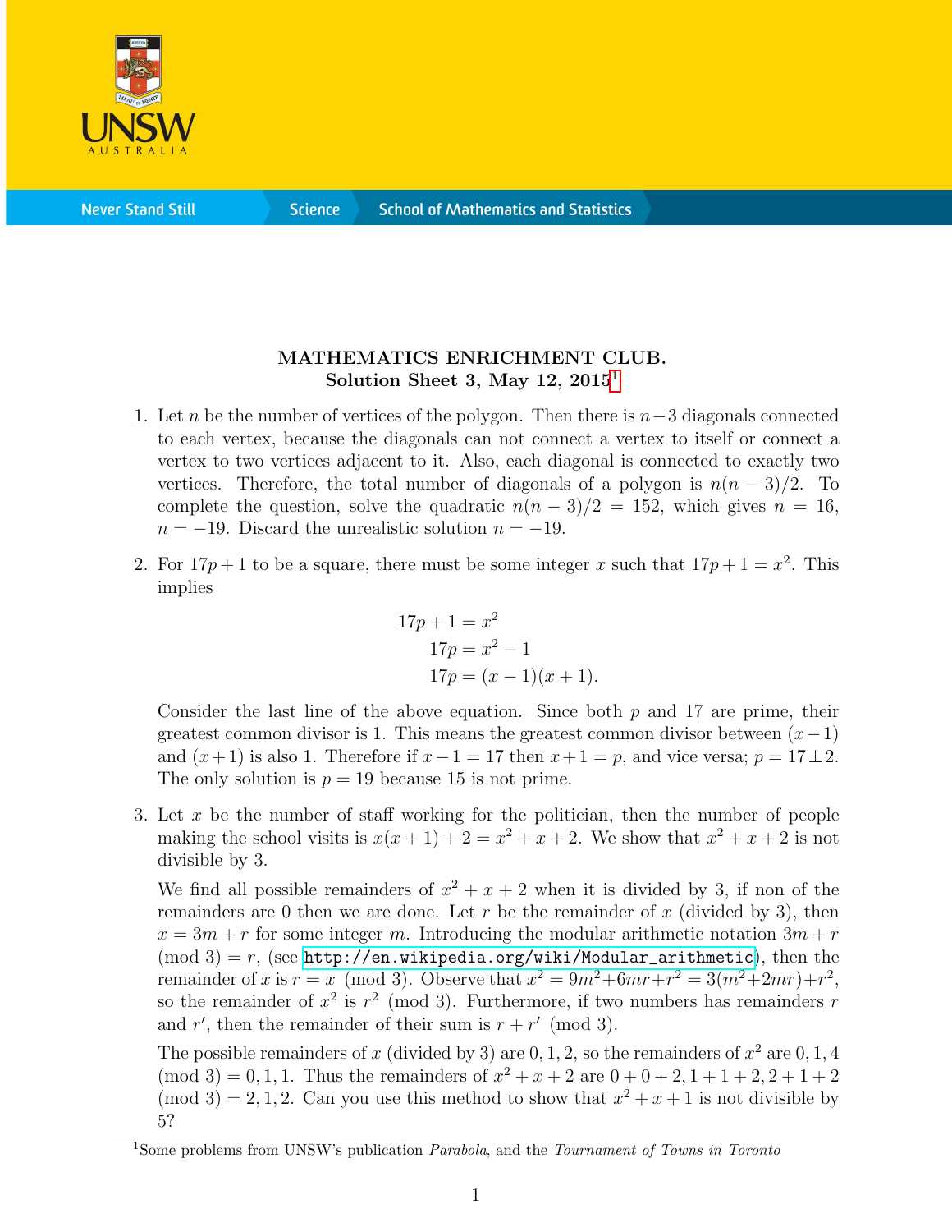**MATHEMATICS ENRICHMENT CLUB.**
**Solution Sheet 3, May 12, 2015**[1]

1. Let $n$ be the number of vertices of the polygon. Then there is $n-3$ diagonals connected to each vertex, because the diagonals can not connect a vertex to itself or connect a vertex to two vertices adjacent to it. Also, each diagonal is connected to exactly two vertices. Therefore, the total number of diagonals of a polygon is $n(n-3)/2$. To complete the question, solve the quadratic $n(n-3)/2 = 152$, which gives $n = 16$, $n = -19$. Discard the unrealistic solution $n = -19$.

2. For $17p + 1$ to be a square, there must be some integer $x$ such that $17p + 1 = x^2$. This implies

$$\begin{aligned} 17p + 1 &= x^2 \\ 17p &= x^2 - 1 \\ 17p &= (x-1)(x+1). \end{aligned}$$

   Consider the last line of the above equation. Since both $p$ and $17$ are prime, their greatest common divisor is 1. This means the greatest common divisor between $(x-1)$ and $(x+1)$ is also 1. Therefore if $x - 1 = 17$ then $x + 1 = p$, and vice versa; $p = 17 \pm 2$. The only solution is $p = 19$ because 15 is not prime.

3. Let $x$ be the number of staff working for the politician, then the number of people making the school visits is $x(x+1) + 2 = x^2 + x + 2$. We show that $x^2 + x + 2$ is not divisible by 3.

   We find all possible remainders of $x^2 + x + 2$ when it is divided by 3, if non of the remainders are 0 then we are done. Let $r$ be the remainder of $x$ (divided by 3), then $x = 3m + r$ for some integer $m$. Introducing the modular arithmetic notation $3m + r \pmod 3 = r$, (see http://en.wikipedia.org/wiki/Modular_arithmetic), then the remainder of $x$ is $r = x \pmod 3$. Observe that $x^2 = 9m^2 + 6mr + r^2 = 3(m^2 + 2mr) + r^2$, so the remainder of $x^2$ is $r^2 \pmod 3$. Furthermore, if two numbers has remainders $r$ and $r'$, then the remainder of their sum is $r + r' \pmod 3$.

   The possible remainders of $x$ (divided by 3) are $0, 1, 2$, so the remainders of $x^2$ are $0, 1, 4 \pmod 3 = 0, 1, 1$. Thus the remainders of $x^2 + x + 2$ are $0 + 0 + 2, 1 + 1 + 2, 2 + 1 + 2 \pmod 3 = 2, 1, 2$. Can you use this method to show that $x^2 + x + 1$ is not divisible by 5?

[1] Some problems from UNSW's publication *Parabola*, and the *Tournament of Towns in Toronto*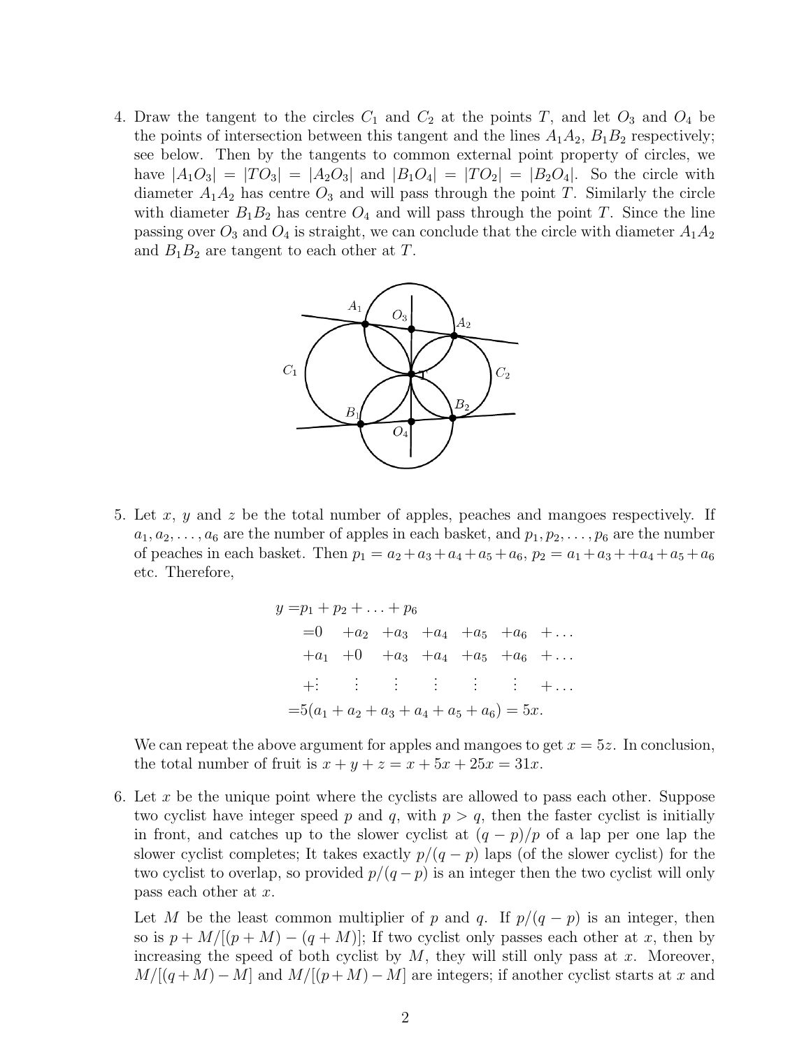4. Draw the tangent to the circles $C_1$ and $C_2$ at the points $T$, and let $O_3$ and $O_4$ be the points of intersection between this tangent and the lines $A_1A_2$, $B_1B_2$ respectively; see below. Then by the tangents to common external point property of circles, we have $|A_1O_3| = |TO_3| = |A_2O_3|$ and $|B_1O_4| = |TO_2| = |B_2O_4|$. So the circle with diameter $A_1A_2$ has centre $O_3$ and will pass through the point $T$. Similarly the circle with diameter $B_1B_2$ has centre $O_4$ and will pass through the point $T$. Since the line passing over $O_3$ and $O_4$ is straight, we can conclude that the circle with diameter $A_1A_2$ and $B_1B_2$ are tangent to each other at $T$.

5. Let $x$, $y$ and $z$ be the total number of apples, peaches and mangoes respectively. If $a_1, a_2, \ldots, a_6$ are the number of apples in each basket, and $p_1, p_2, \ldots, p_6$ are the number of peaches in each basket. Then $p_1 = a_2 + a_3 + a_4 + a_5 + a_6$, $p_2 = a_1 + a_3 + +a_4 + a_5 + a_6$ etc. Therefore,

$$
\begin{aligned}
y =& p_1 + p_2 + \ldots + p_6 \\
=& 0 \quad +a_2 \quad +a_3 \quad +a_4 \quad +a_5 \quad +a_6 \quad + \ldots \\
& +a_1 \quad +0 \quad +a_3 \quad +a_4 \quad +a_5 \quad +a_6 \quad + \ldots \\
& +\vdots \quad \vdots \quad \vdots \quad \vdots \quad \vdots \quad \vdots \quad + \ldots \\
=& 5(a_1 + a_2 + a_3 + a_4 + a_5 + a_6) = 5x.
\end{aligned}
$$

We can repeat the above argument for apples and mangoes to get $x = 5z$. In conclusion, the total number of fruit is $x + y + z = x + 5x + 25x = 31x$.

6. Let $x$ be the unique point where the cyclists are allowed to pass each other. Suppose two cyclist have integer speed $p$ and $q$, with $p > q$, then the faster cyclist is initially in front, and catches up to the slower cyclist at $(q - p)/p$ of a lap per one lap the slower cyclist completes; It takes exactly $p/(q - p)$ laps (of the slower cyclist) for the two cyclist to overlap, so provided $p/(q - p)$ is an integer then the two cyclist will only pass each other at $x$.

   Let $M$ be the least common multiplier of $p$ and $q$. If $p/(q - p)$ is an integer, then so is $p + M/[(p + M) - (q + M)]$; If two cyclist only passes each other at $x$, then by increasing the speed of both cyclist by $M$, they will still only pass at $x$. Moreover, $M/[(q + M) - M]$ and $M/[(p + M) - M]$ are integers; if another cyclist starts at $x$ and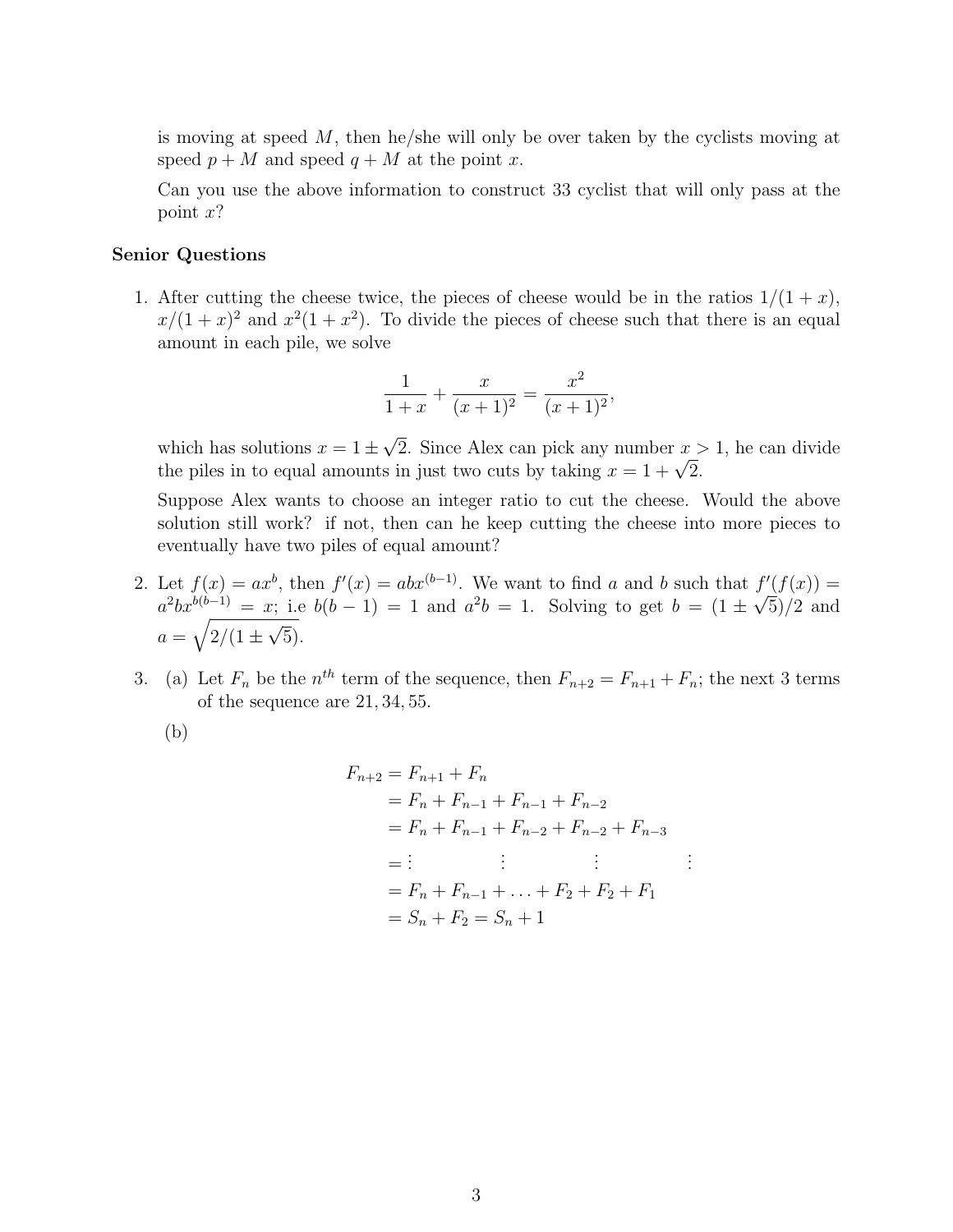is moving at speed $M$, then he/she will only be over taken by the cyclists moving at speed $p + M$ and speed $q + M$ at the point $x$.

Can you use the above information to construct 33 cyclist that will only pass at the point $x$?

**Senior Questions**

1. After cutting the cheese twice, the pieces of cheese would be in the ratios $1/(1 + x)$, $x/(1 + x)^2$ and $x^2(1 + x^2)$. To divide the pieces of cheese such that there is an equal amount in each pile, we solve

$$\frac{1}{1+x} + \frac{x}{(x+1)^2} = \frac{x^2}{(x+1)^2},$$

which has solutions $x = 1 \pm \sqrt{2}$. Since Alex can pick any number $x > 1$, he can divide the piles in to equal amounts in just two cuts by taking $x = 1 + \sqrt{2}$.

Suppose Alex wants to choose an integer ratio to cut the cheese. Would the above solution still work? if not, then can he keep cutting the cheese into more pieces to eventually have two piles of equal amount?

2. Let $f(x) = ax^b$, then $f'(x) = abx^{(b-1)}$. We want to find $a$ and $b$ such that $f'(f(x)) = a^2bx^{b(b-1)} = x$; i.e $b(b - 1) = 1$ and $a^2b = 1$. Solving to get $b = (1 \pm \sqrt{5})/2$ and $a = \sqrt{2/(1 \pm \sqrt{5})}$.

3. (a) Let $F_n$ be the $n^{th}$ term of the sequence, then $F_{n+2} = F_{n+1} + F_n$; the next 3 terms of the sequence are 21, 34, 55.

   (b)

$$\begin{aligned}
F_{n+2} &= F_{n+1} + F_n \\
&= F_n + F_{n-1} + F_{n-1} + F_{n-2} \\
&= F_n + F_{n-1} + F_{n-2} + F_{n-2} + F_{n-3} \\
&= \vdots \qquad\quad \vdots \qquad\quad \vdots \qquad\quad \vdots \\
&= F_n + F_{n-1} + \ldots + F_2 + F_2 + F_1 \\
&= S_n + F_2 = S_n + 1
\end{aligned}$$